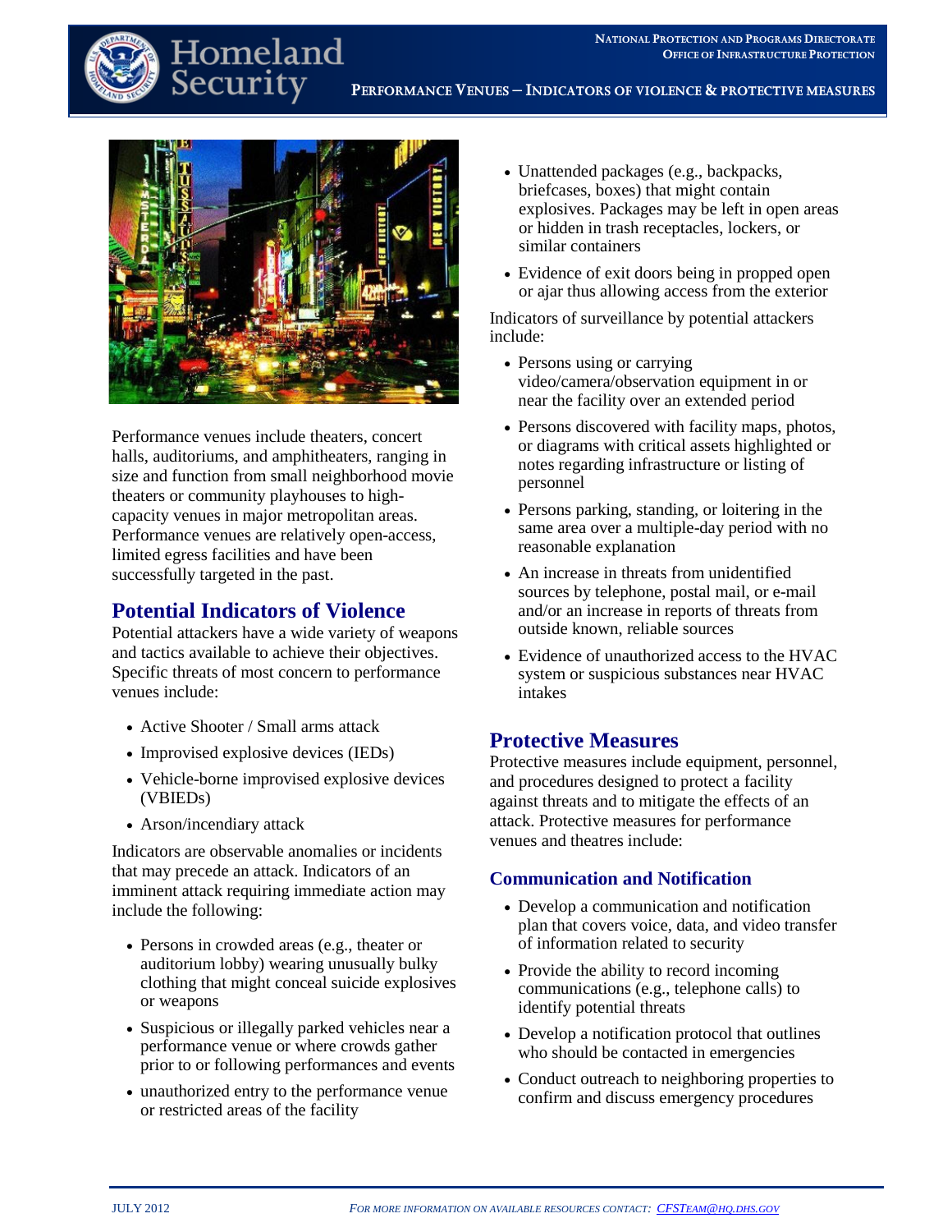NATIONAL PROTECTION AND PROGRAMS DIRECTORATE
OFFICE OF INFRASTRUCTURE PROTECTION

# PERFORMANCE VENUES – INDICATORS OF VIOLENCE & PROTECTIVE MEASURES

Performance venues include theaters, concert halls, auditoriums, and amphitheaters, ranging in size and function from small neighborhood movie theaters or community playhouses to high-capacity venues in major metropolitan areas. Performance venues are relatively open-access, limited egress facilities and have been successfully targeted in the past.

## Potential Indicators of Violence

Potential attackers have a wide variety of weapons and tactics available to achieve their objectives. Specific threats of most concern to performance venues include:

- Active Shooter / Small arms attack
- Improvised explosive devices (IEDs)
- Vehicle-borne improvised explosive devices (VBIEDs)
- Arson/incendiary attack

Indicators are observable anomalies or incidents that may precede an attack. Indicators of an imminent attack requiring immediate action may include the following:

- Persons in crowded areas (e.g., theater or auditorium lobby) wearing unusually bulky clothing that might conceal suicide explosives or weapons
- Suspicious or illegally parked vehicles near a performance venue or where crowds gather prior to or following performances and events
- unauthorized entry to the performance venue or restricted areas of the facility
- Unattended packages (e.g., backpacks, briefcases, boxes) that might contain explosives. Packages may be left in open areas or hidden in trash receptacles, lockers, or similar containers
- Evidence of exit doors being in propped open or ajar thus allowing access from the exterior

Indicators of surveillance by potential attackers include:

- Persons using or carrying video/camera/observation equipment in or near the facility over an extended period
- Persons discovered with facility maps, photos, or diagrams with critical assets highlighted or notes regarding infrastructure or listing of personnel
- Persons parking, standing, or loitering in the same area over a multiple-day period with no reasonable explanation
- An increase in threats from unidentified sources by telephone, postal mail, or e-mail and/or an increase in reports of threats from outside known, reliable sources
- Evidence of unauthorized access to the HVAC system or suspicious substances near HVAC intakes

## Protective Measures

Protective measures include equipment, personnel, and procedures designed to protect a facility against threats and to mitigate the effects of an attack. Protective measures for performance venues and theatres include:

### Communication and Notification

- Develop a communication and notification plan that covers voice, data, and video transfer of information related to security
- Provide the ability to record incoming communications (e.g., telephone calls) to identify potential threats
- Develop a notification protocol that outlines who should be contacted in emergencies
- Conduct outreach to neighboring properties to confirm and discuss emergency procedures

JULY 2012 — *FOR MORE INFORMATION ON AVAILABLE RESOURCES CONTACT: CFSTEAM@HQ.DHS.GOV*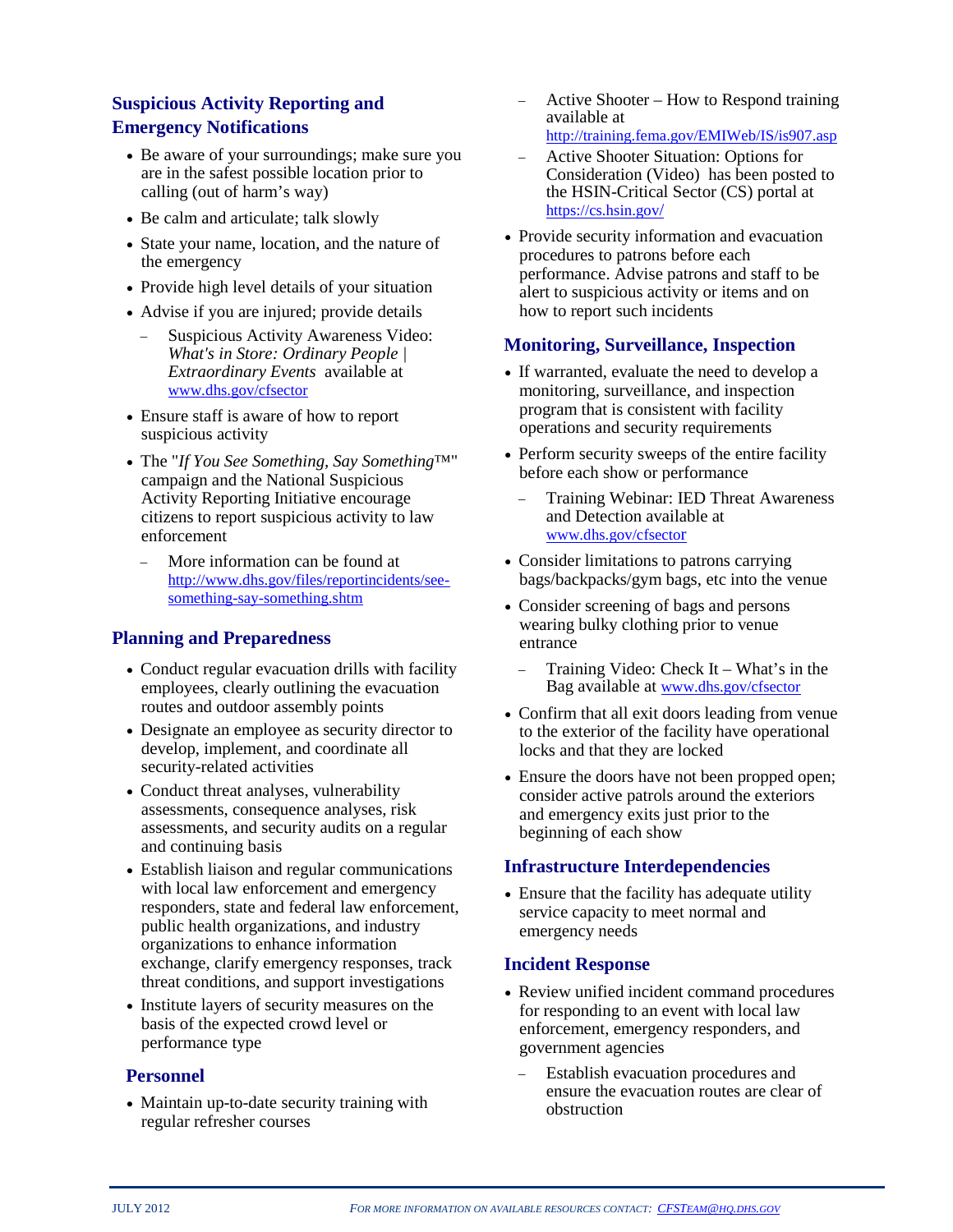## Suspicious Activity Reporting and Emergency Notifications

- Be aware of your surroundings; make sure you are in the safest possible location prior to calling (out of harm's way)
- Be calm and articulate; talk slowly
- State your name, location, and the nature of the emergency
- Provide high level details of your situation
- Advise if you are injured; provide details
  - Suspicious Activity Awareness Video: *What's in Store: Ordinary People | Extraordinary Events* available at www.dhs.gov/cfsector
- Ensure staff is aware of how to report suspicious activity
- The "*If You See Something, Say Something*™" campaign and the National Suspicious Activity Reporting Initiative encourage citizens to report suspicious activity to law enforcement
  - More information can be found at http://www.dhs.gov/files/reportincidents/see-something-say-something.shtm

## Planning and Preparedness

- Conduct regular evacuation drills with facility employees, clearly outlining the evacuation routes and outdoor assembly points
- Designate an employee as security director to develop, implement, and coordinate all security-related activities
- Conduct threat analyses, vulnerability assessments, consequence analyses, risk assessments, and security audits on a regular and continuing basis
- Establish liaison and regular communications with local law enforcement and emergency responders, state and federal law enforcement, public health organizations, and industry organizations to enhance information exchange, clarify emergency responses, track threat conditions, and support investigations
- Institute layers of security measures on the basis of the expected crowd level or performance type

## Personnel

- Maintain up-to-date security training with regular refresher courses
  - Active Shooter – How to Respond training available at http://training.fema.gov/EMIWeb/IS/is907.asp
  - Active Shooter Situation: Options for Consideration (Video) has been posted to the HSIN-Critical Sector (CS) portal at https://cs.hsin.gov/
- Provide security information and evacuation procedures to patrons before each performance. Advise patrons and staff to be alert to suspicious activity or items and on how to report such incidents

## Monitoring, Surveillance, Inspection

- If warranted, evaluate the need to develop a monitoring, surveillance, and inspection program that is consistent with facility operations and security requirements
- Perform security sweeps of the entire facility before each show or performance
  - Training Webinar: IED Threat Awareness and Detection available at www.dhs.gov/cfsector
- Consider limitations to patrons carrying bags/backpacks/gym bags, etc into the venue
- Consider screening of bags and persons wearing bulky clothing prior to venue entrance
  - Training Video: Check It – What's in the Bag available at www.dhs.gov/cfsector
- Confirm that all exit doors leading from venue to the exterior of the facility have operational locks and that they are locked
- Ensure the doors have not been propped open; consider active patrols around the exteriors and emergency exits just prior to the beginning of each show

## Infrastructure Interdependencies

- Ensure that the facility has adequate utility service capacity to meet normal and emergency needs

## Incident Response

- Review unified incident command procedures for responding to an event with local law enforcement, emergency responders, and government agencies
  - Establish evacuation procedures and ensure the evacuation routes are clear of obstruction

JULY 2012 — *For more information on available resources contact: CFSTeam@hq.dhs.gov*